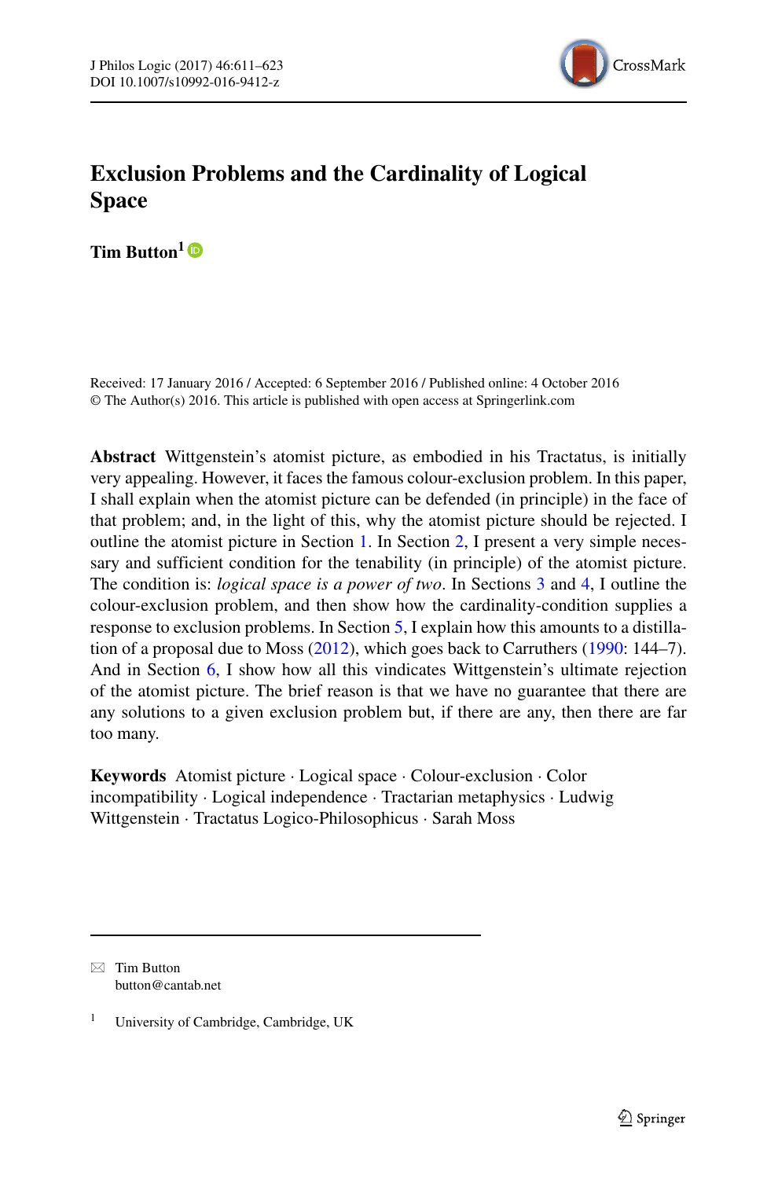# Exclusion Problems and the Cardinality of Logical Space

**Tim Button**[1]

Received: 17 January 2016 / Accepted: 6 September 2016 / Published online: 4 October 2016
© The Author(s) 2016. This article is published with open access at Springerlink.com

**Abstract** Wittgenstein's atomist picture, as embodied in his Tractatus, is initially very appealing. However, it faces the famous colour-exclusion problem. In this paper, I shall explain when the atomist picture can be defended (in principle) in the face of that problem; and, in the light of this, why the atomist picture should be rejected. I outline the atomist picture in Section 1. In Section 2, I present a very simple necessary and sufficient condition for the tenability (in principle) of the atomist picture. The condition is: *logical space is a power of two*. In Sections 3 and 4, I outline the colour-exclusion problem, and then show how the cardinality-condition supplies a response to exclusion problems. In Section 5, I explain how this amounts to a distillation of a proposal due to Moss (2012), which goes back to Carruthers (1990: 144–7). And in Section 6, I show how all this vindicates Wittgenstein's ultimate rejection of the atomist picture. The brief reason is that we have no guarantee that there are any solutions to a given exclusion problem but, if there are any, then there are far too many.

**Keywords** Atomist picture · Logical space · Colour-exclusion · Color incompatibility · Logical independence · Tractarian metaphysics · Ludwig Wittgenstein · Tractatus Logico-Philosophicus · Sarah Moss

---

✉ Tim Button
button@cantab.net

[1] University of Cambridge, Cambridge, UK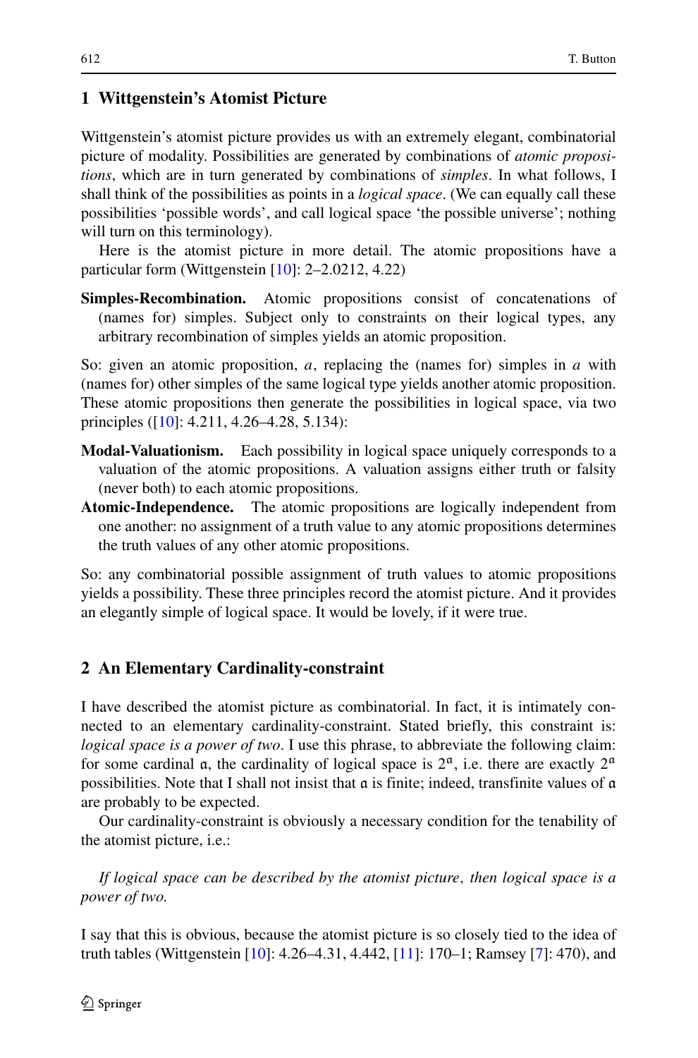## 1 Wittgenstein's Atomist Picture

Wittgenstein's atomist picture provides us with an extremely elegant, combinatorial picture of modality. Possibilities are generated by combinations of *atomic propositions*, which are in turn generated by combinations of *simples*. In what follows, I shall think of the possibilities as points in a *logical space*. (We can equally call these possibilities 'possible words', and call logical space 'the possible universe'; nothing will turn on this terminology).

Here is the atomist picture in more detail. The atomic propositions have a particular form (Wittgenstein [10]: 2–2.0212, 4.22)

**Simples-Recombination.** Atomic propositions consist of concatenations of (names for) simples. Subject only to constraints on their logical types, any arbitrary recombination of simples yields an atomic proposition.

So: given an atomic proposition, $a$, replacing the (names for) simples in $a$ with (names for) other simples of the same logical type yields another atomic proposition. These atomic propositions then generate the possibilities in logical space, via two principles ([10]: 4.211, 4.26–4.28, 5.134):

**Modal-Valuationism.** Each possibility in logical space uniquely corresponds to a valuation of the atomic propositions. A valuation assigns either truth or falsity (never both) to each atomic propositions.

**Atomic-Independence.** The atomic propositions are logically independent from one another: no assignment of a truth value to any atomic propositions determines the truth values of any other atomic propositions.

So: any combinatorial possible assignment of truth values to atomic propositions yields a possibility. These three principles record the atomist picture. And it provides an elegantly simple of logical space. It would be lovely, if it were true.

## 2 An Elementary Cardinality-constraint

I have described the atomist picture as combinatorial. In fact, it is intimately connected to an elementary cardinality-constraint. Stated briefly, this constraint is: *logical space is a power of two*. I use this phrase, to abbreviate the following claim: for some cardinal $\mathfrak{a}$, the cardinality of logical space is $2^{\mathfrak{a}}$, i.e. there are exactly $2^{\mathfrak{a}}$ possibilities. Note that I shall not insist that $\mathfrak{a}$ is finite; indeed, transfinite values of $\mathfrak{a}$ are probably to be expected.

Our cardinality-constraint is obviously a necessary condition for the tenability of the atomist picture, i.e.:

*If logical space can be described by the atomist picture, then logical space is a power of two.*

I say that this is obvious, because the atomist picture is so closely tied to the idea of truth tables (Wittgenstein [10]: 4.26–4.31, 4.442, [11]: 170–1; Ramsey [7]: 470), and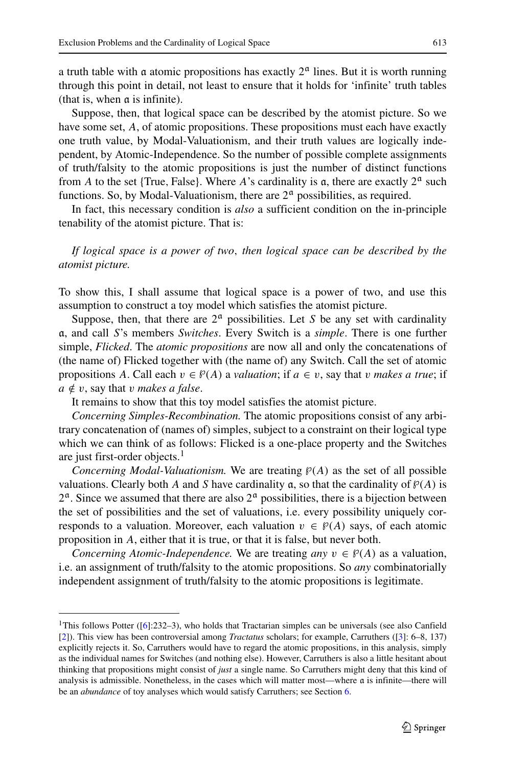a truth table with $\mathfrak{a}$ atomic propositions has exactly $2^{\mathfrak{a}}$ lines. But it is worth running through this point in detail, not least to ensure that it holds for 'infinite' truth tables (that is, when $\mathfrak{a}$ is infinite).

Suppose, then, that logical space can be described by the atomist picture. So we have some set, $A$, of atomic propositions. These propositions must each have exactly one truth value, by Modal-Valuationism, and their truth values are logically independent, by Atomic-Independence. So the number of possible complete assignments of truth/falsity to the atomic propositions is just the number of distinct functions from $A$ to the set {True, False}. Where $A$'s cardinality is $\mathfrak{a}$, there are exactly $2^{\mathfrak{a}}$ such functions. So, by Modal-Valuationism, there are $2^{\mathfrak{a}}$ possibilities, as required.

In fact, this necessary condition is *also* a sufficient condition on the in-principle tenability of the atomist picture. That is:

*If logical space is a power of two, then logical space can be described by the atomist picture.*

To show this, I shall assume that logical space is a power of two, and use this assumption to construct a toy model which satisfies the atomist picture.

Suppose, then, that there are $2^{\mathfrak{a}}$ possibilities. Let $S$ be any set with cardinality $\mathfrak{a}$, and call $S$'s members *Switches*. Every Switch is a *simple*. There is one further simple, *Flicked*. The *atomic propositions* are now all and only the concatenations of (the name of) Flicked together with (the name of) any Switch. Call the set of atomic propositions $A$. Call each $v \in \wp(A)$ a *valuation*; if $a \in v$, say that $v$ *makes a true*; if $a \notin v$, say that $v$ *makes a false*.

It remains to show that this toy model satisfies the atomist picture.

*Concerning Simples-Recombination.* The atomic propositions consist of any arbitrary concatenation of (names of) simples, subject to a constraint on their logical type which we can think of as follows: Flicked is a one-place property and the Switches are just first-order objects.[1]

*Concerning Modal-Valuationism.* We are treating $\wp(A)$ as the set of all possible valuations. Clearly both $A$ and $S$ have cardinality $\mathfrak{a}$, so that the cardinality of $\wp(A)$ is $2^{\mathfrak{a}}$. Since we assumed that there are also $2^{\mathfrak{a}}$ possibilities, there is a bijection between the set of possibilities and the set of valuations, i.e. every possibility uniquely corresponds to a valuation. Moreover, each valuation $v \in \wp(A)$ says, of each atomic proposition in $A$, either that it is true, or that it is false, but never both.

*Concerning Atomic-Independence.* We are treating *any* $v \in \wp(A)$ as a valuation, i.e. an assignment of truth/falsity to the atomic propositions. So *any* combinatorially independent assignment of truth/falsity to the atomic propositions is legitimate.

---

[1] This follows Potter ([6]:232–3), who holds that Tractarian simples can be universals (see also Canfield [2]). This view has been controversial among *Tractatus* scholars; for example, Carruthers ([3]: 6–8, 137) explicitly rejects it. So, Carruthers would have to regard the atomic propositions, in this analysis, simply as the individual names for Switches (and nothing else). However, Carruthers is also a little hesitant about thinking that propositions might consist of *just* a single name. So Carruthers might deny that this kind of analysis is admissible. Nonetheless, in the cases which will matter most—where $\mathfrak{a}$ is infinite—there will be an *abundance* of toy analyses which would satisfy Carruthers; see Section 6.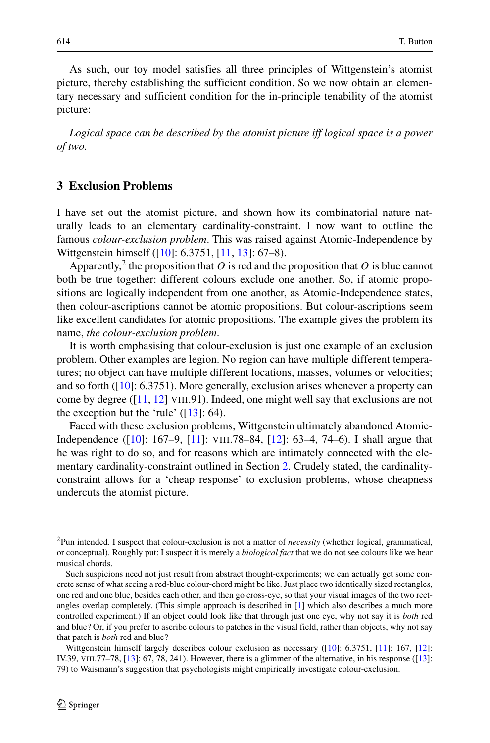As such, our toy model satisfies all three principles of Wittgenstein's atomist picture, thereby establishing the sufficient condition. So we now obtain an elementary necessary and sufficient condition for the in-principle tenability of the atomist picture:

*Logical space can be described by the atomist picture iff logical space is a power of two.*

## 3 Exclusion Problems

I have set out the atomist picture, and shown how its combinatorial nature naturally leads to an elementary cardinality-constraint. I now want to outline the famous *colour-exclusion problem*. This was raised against Atomic-Independence by Wittgenstein himself ([10]: 6.3751, [11, 13]: 67–8).

Apparently,[2] the proposition that $O$ is red and the proposition that $O$ is blue cannot both be true together: different colours exclude one another. So, if atomic propositions are logically independent from one another, as Atomic-Independence states, then colour-ascriptions cannot be atomic propositions. But colour-ascriptions seem like excellent candidates for atomic propositions. The example gives the problem its name, *the colour-exclusion problem*.

It is worth emphasising that colour-exclusion is just one example of an exclusion problem. Other examples are legion. No region can have multiple different temperatures; no object can have multiple different locations, masses, volumes or velocities; and so forth ([10]: 6.3751). More generally, exclusion arises whenever a property can come by degree ([11, 12] VIII.91). Indeed, one might well say that exclusions are not the exception but the 'rule' ([13]: 64).

Faced with these exclusion problems, Wittgenstein ultimately abandoned Atomic-Independence ([10]: 167–9, [11]: VIII.78–84, [12]: 63–4, 74–6). I shall argue that he was right to do so, and for reasons which are intimately connected with the elementary cardinality-constraint outlined in Section 2. Crudely stated, the cardinality-constraint allows for a 'cheap response' to exclusion problems, whose cheapness undercuts the atomist picture.

---

[2] Pun intended. I suspect that colour-exclusion is not a matter of *necessity* (whether logical, grammatical, or conceptual). Roughly put: I suspect it is merely a *biological fact* that we do not see colours like we hear musical chords.

Such suspicions need not just result from abstract thought-experiments; we can actually get some concrete sense of what seeing a red-blue colour-chord might be like. Just place two identically sized rectangles, one red and one blue, besides each other, and then go cross-eye, so that your visual images of the two rectangles overlap completely. (This simple approach is described in [1] which also describes a much more controlled experiment.) If an object could look like that through just one eye, why not say it is *both* red and blue? Or, if you prefer to ascribe colours to patches in the visual field, rather than objects, why not say that patch is *both* red and blue?

Wittgenstein himself largely describes colour exclusion as necessary ([10]: 6.3751, [11]: 167, [12]: IV.39, VIII.77–78, [13]: 67, 78, 241). However, there is a glimmer of the alternative, in his response ([13]: 79) to Waismann's suggestion that psychologists might empirically investigate colour-exclusion.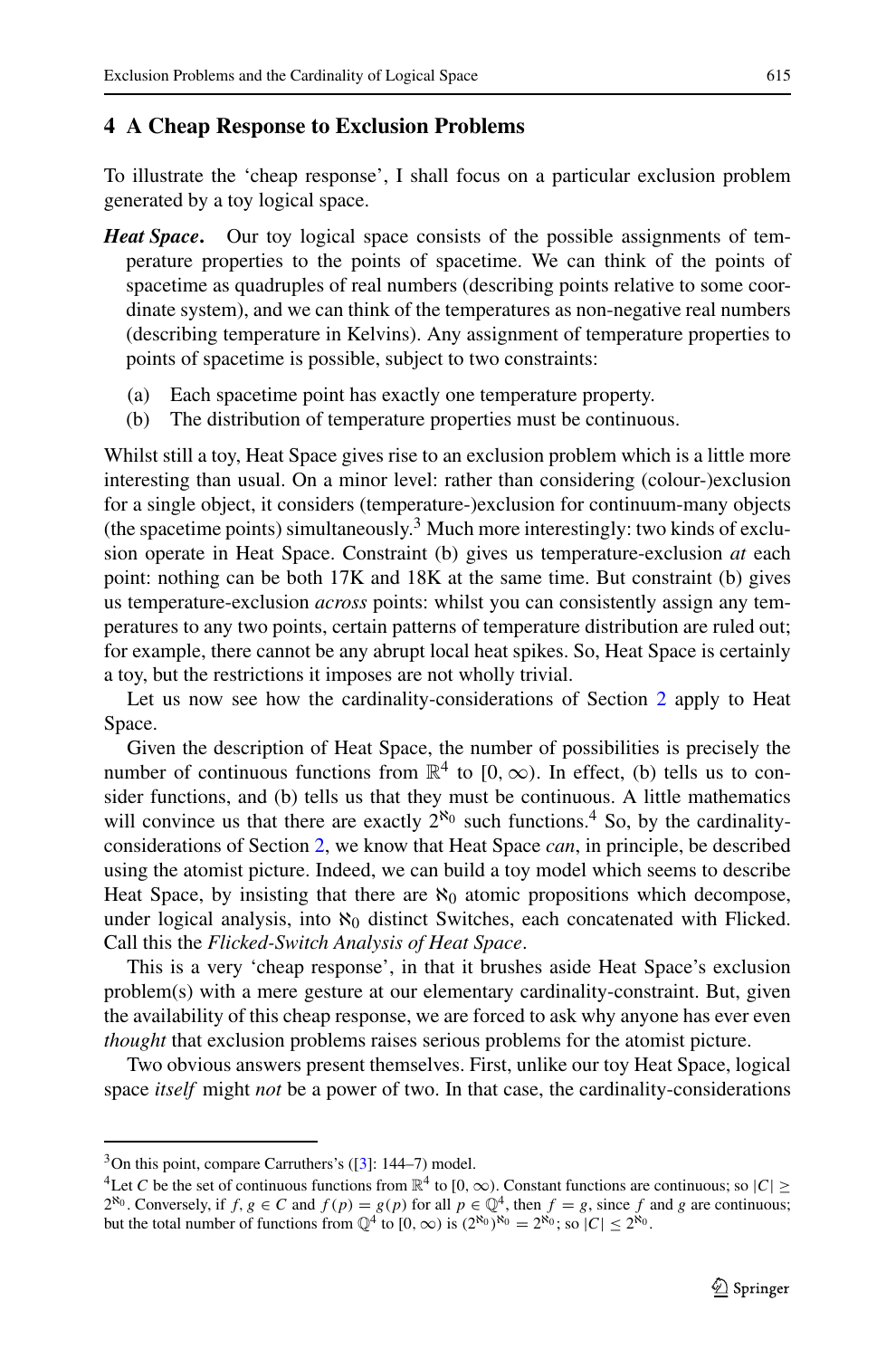## 4 A Cheap Response to Exclusion Problems

To illustrate the 'cheap response', I shall focus on a particular exclusion problem generated by a toy logical space.

***Heat Space*.** Our toy logical space consists of the possible assignments of temperature properties to the points of spacetime. We can think of the points of spacetime as quadruples of real numbers (describing points relative to some coordinate system), and we can think of the temperatures as non-negative real numbers (describing temperature in Kelvins). Any assignment of temperature properties to points of spacetime is possible, subject to two constraints:

(a) Each spacetime point has exactly one temperature property.
(b) The distribution of temperature properties must be continuous.

Whilst still a toy, Heat Space gives rise to an exclusion problem which is a little more interesting than usual. On a minor level: rather than considering (colour-)exclusion for a single object, it considers (temperature-)exclusion for continuum-many objects (the spacetime points) simultaneously.[3] Much more interestingly: two kinds of exclusion operate in Heat Space. Constraint (b) gives us temperature-exclusion *at* each point: nothing can be both 17K and 18K at the same time. But constraint (b) gives us temperature-exclusion *across* points: whilst you can consistently assign any temperatures to any two points, certain patterns of temperature distribution are ruled out; for example, there cannot be any abrupt local heat spikes. So, Heat Space is certainly a toy, but the restrictions it imposes are not wholly trivial.

Let us now see how the cardinality-considerations of Section 2 apply to Heat Space.

Given the description of Heat Space, the number of possibilities is precisely the number of continuous functions from $\mathbb{R}^4$ to $[0, \infty)$. In effect, (b) tells us to consider functions, and (b) tells us that they must be continuous. A little mathematics will convince us that there are exactly $2^{\aleph_0}$ such functions.[4] So, by the cardinality-considerations of Section 2, we know that Heat Space *can*, in principle, be described using the atomist picture. Indeed, we can build a toy model which seems to describe Heat Space, by insisting that there are $\aleph_0$ atomic propositions which decompose, under logical analysis, into $\aleph_0$ distinct Switches, each concatenated with Flicked. Call this the *Flicked-Switch Analysis of Heat Space*.

This is a very 'cheap response', in that it brushes aside Heat Space's exclusion problem(s) with a mere gesture at our elementary cardinality-constraint. But, given the availability of this cheap response, we are forced to ask why anyone has ever even *thought* that exclusion problems raises serious problems for the atomist picture.

Two obvious answers present themselves. First, unlike our toy Heat Space, logical space *itself* might *not* be a power of two. In that case, the cardinality-considerations

---

[3] On this point, compare Carruthers's ([3]: 144–7) model.

[4] Let $C$ be the set of continuous functions from $\mathbb{R}^4$ to $[0, \infty)$. Constant functions are continuous; so $|C| \geq 2^{\aleph_0}$. Conversely, if $f, g \in C$ and $f(p) = g(p)$ for all $p \in \mathbb{Q}^4$, then $f = g$, since $f$ and $g$ are continuous; but the total number of functions from $\mathbb{Q}^4$ to $[0, \infty)$ is $(2^{\aleph_0})^{\aleph_0} = 2^{\aleph_0}$; so $|C| \leq 2^{\aleph_0}$.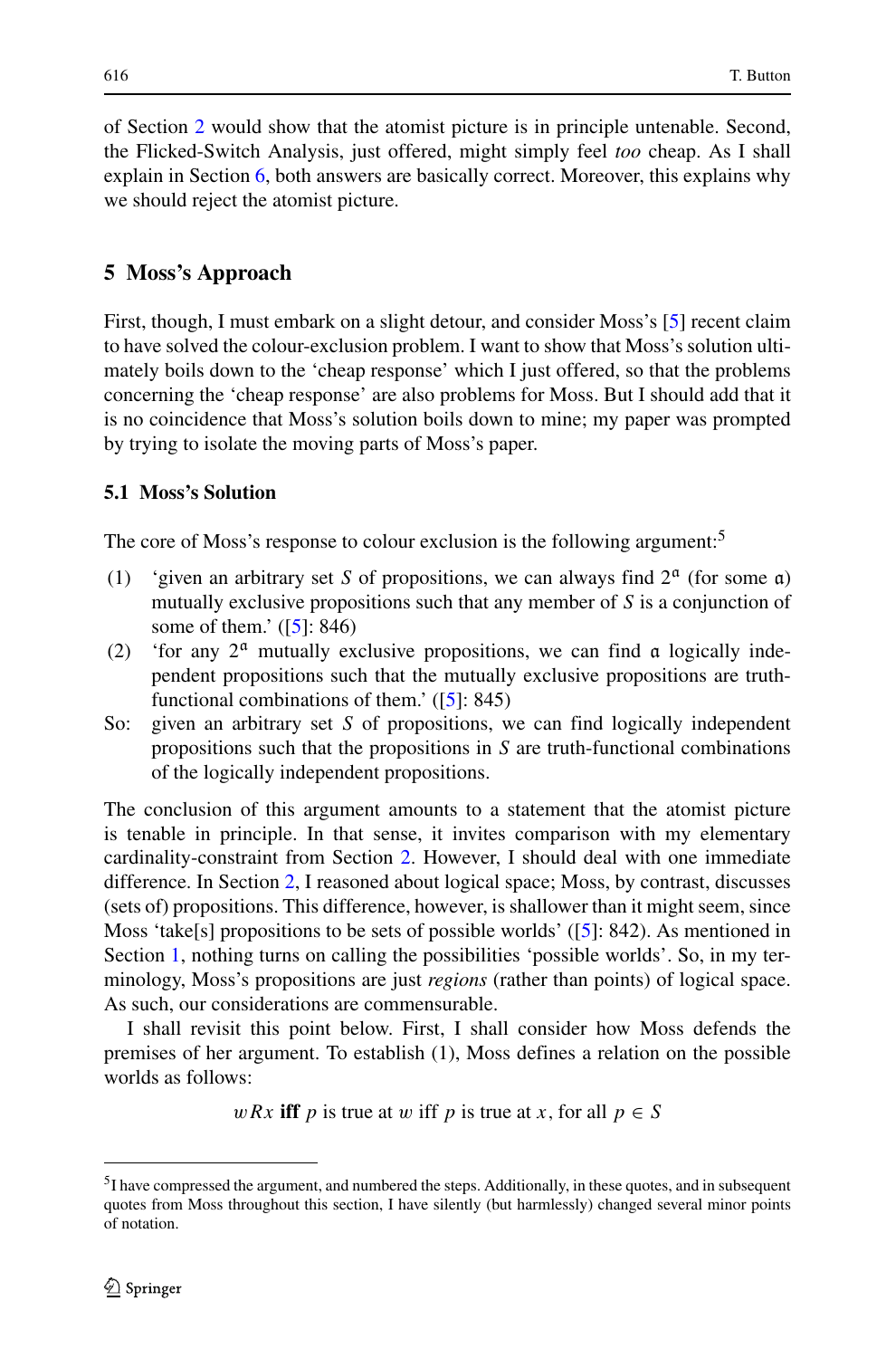of Section 2 would show that the atomist picture is in principle untenable. Second, the Flicked-Switch Analysis, just offered, might simply feel *too* cheap. As I shall explain in Section 6, both answers are basically correct. Moreover, this explains why we should reject the atomist picture.

## 5 Moss's Approach

First, though, I must embark on a slight detour, and consider Moss's [5] recent claim to have solved the colour-exclusion problem. I want to show that Moss's solution ultimately boils down to the 'cheap response' which I just offered, so that the problems concerning the 'cheap response' are also problems for Moss. But I should add that it is no coincidence that Moss's solution boils down to mine; my paper was prompted by trying to isolate the moving parts of Moss's paper.

### 5.1 Moss's Solution

The core of Moss's response to colour exclusion is the following argument:[5]

(1) 'given an arbitrary set $S$ of propositions, we can always find $2^{\mathfrak{a}}$ (for some $\mathfrak{a}$) mutually exclusive propositions such that any member of $S$ is a conjunction of some of them.' ([5]: 846)

(2) 'for any $2^{\mathfrak{a}}$ mutually exclusive propositions, we can find $\mathfrak{a}$ logically independent propositions such that the mutually exclusive propositions are truth-functional combinations of them.' ([5]: 845)

So: given an arbitrary set $S$ of propositions, we can find logically independent propositions such that the propositions in $S$ are truth-functional combinations of the logically independent propositions.

The conclusion of this argument amounts to a statement that the atomist picture is tenable in principle. In that sense, it invites comparison with my elementary cardinality-constraint from Section 2. However, I should deal with one immediate difference. In Section 2, I reasoned about logical space; Moss, by contrast, discusses (sets of) propositions. This difference, however, is shallower than it might seem, since Moss 'take[s] propositions to be sets of possible worlds' ([5]: 842). As mentioned in Section 1, nothing turns on calling the possibilities 'possible worlds'. So, in my terminology, Moss's propositions are just *regions* (rather than points) of logical space. As such, our considerations are commensurable.

I shall revisit this point below. First, I shall consider how Moss defends the premises of her argument. To establish (1), Moss defines a relation on the possible worlds as follows:

$$wRx \textbf{ iff } p \text{ is true at } w \text{ iff } p \text{ is true at } x, \text{ for all } p \in S$$

[5] I have compressed the argument, and numbered the steps. Additionally, in these quotes, and in subsequent quotes from Moss throughout this section, I have silently (but harmlessly) changed several minor points of notation.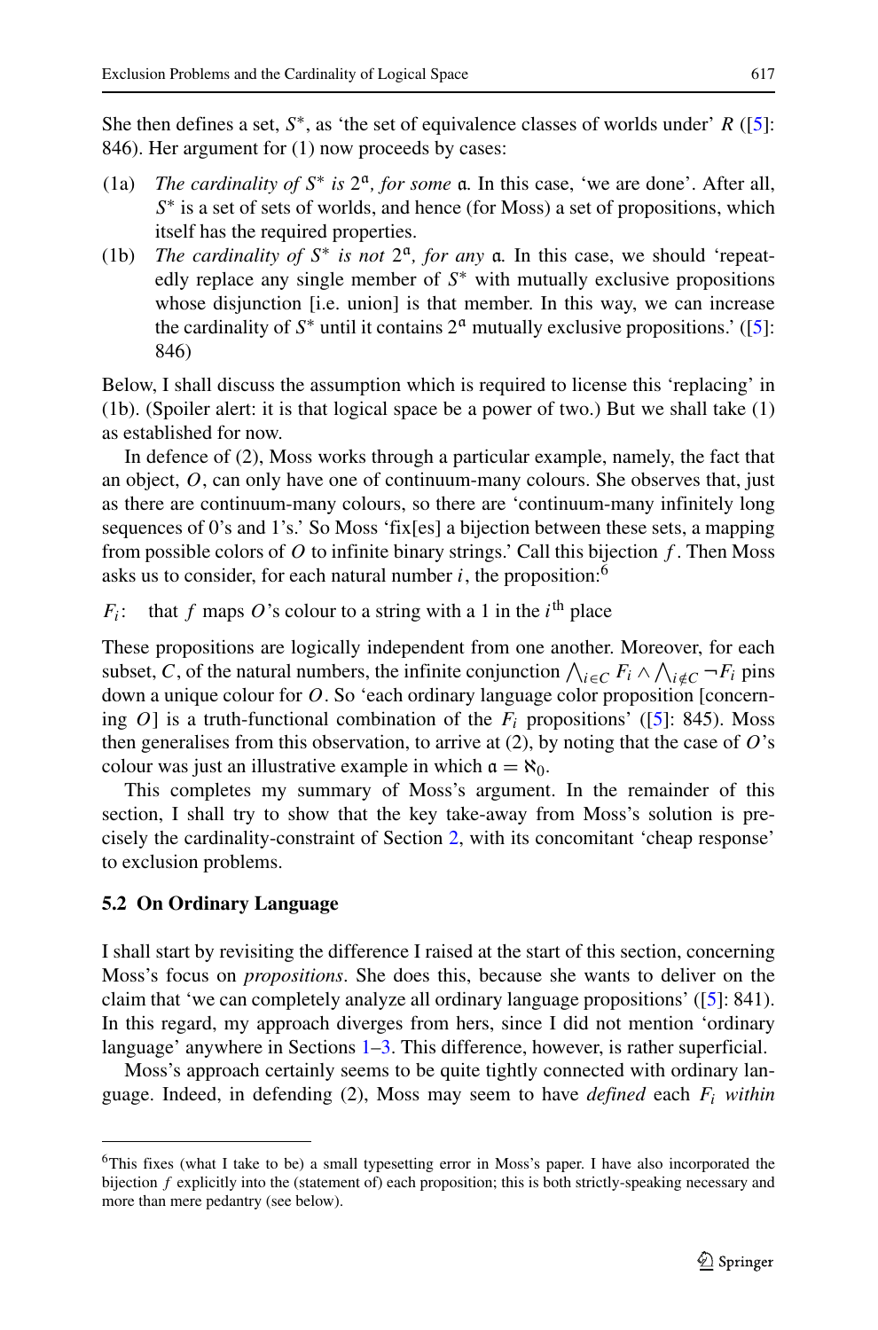She then defines a set, $S^*$, as 'the set of equivalence classes of worlds under' $R$ ([5]: 846). Her argument for (1) now proceeds by cases:

(1a) *The cardinality of* $S^*$ *is* $2^{\mathfrak{a}}$*, for some* $\mathfrak{a}$. In this case, 'we are done'. After all, $S^*$ is a set of sets of worlds, and hence (for Moss) a set of propositions, which itself has the required properties.

(1b) *The cardinality of* $S^*$ *is not* $2^{\mathfrak{a}}$*, for any* $\mathfrak{a}$. In this case, we should 'repeatedly replace any single member of $S^*$ with mutually exclusive propositions whose disjunction [i.e. union] is that member. In this way, we can increase the cardinality of $S^*$ until it contains $2^{\mathfrak{a}}$ mutually exclusive propositions.' ([5]: 846)

Below, I shall discuss the assumption which is required to license this 'replacing' in (1b). (Spoiler alert: it is that logical space be a power of two.) But we shall take (1) as established for now.

In defence of (2), Moss works through a particular example, namely, the fact that an object, $O$, can only have one of continuum-many colours. She observes that, just as there are continuum-many colours, so there are 'continuum-many infinitely long sequences of 0's and 1's.' So Moss 'fix[es] a bijection between these sets, a mapping from possible colors of $O$ to infinite binary strings.' Call this bijection $f$. Then Moss asks us to consider, for each natural number $i$, the proposition:[6]

$F_i$: that $f$ maps $O$'s colour to a string with a 1 in the $i^{\text{th}}$ place

These propositions are logically independent from one another. Moreover, for each subset, $C$, of the natural numbers, the infinite conjunction $\bigwedge_{i \in C} F_i \wedge \bigwedge_{i \notin C} \neg F_i$ pins down a unique colour for $O$. So 'each ordinary language color proposition [concerning $O$] is a truth-functional combination of the $F_i$ propositions' ([5]: 845). Moss then generalises from this observation, to arrive at (2), by noting that the case of $O$'s colour was just an illustrative example in which $\mathfrak{a} = \aleph_0$.

This completes my summary of Moss's argument. In the remainder of this section, I shall try to show that the key take-away from Moss's solution is precisely the cardinality-constraint of Section 2, with its concomitant 'cheap response' to exclusion problems.

### 5.2 On Ordinary Language

I shall start by revisiting the difference I raised at the start of this section, concerning Moss's focus on *propositions*. She does this, because she wants to deliver on the claim that 'we can completely analyze all ordinary language propositions' ([5]: 841). In this regard, my approach diverges from hers, since I did not mention 'ordinary language' anywhere in Sections 1–3. This difference, however, is rather superficial.

Moss's approach certainly seems to be quite tightly connected with ordinary language. Indeed, in defending (2), Moss may seem to have *defined* each $F_i$ *within*

[6]This fixes (what I take to be) a small typesetting error in Moss's paper. I have also incorporated the bijection $f$ explicitly into the (statement of) each proposition; this is both strictly-speaking necessary and more than mere pedantry (see below).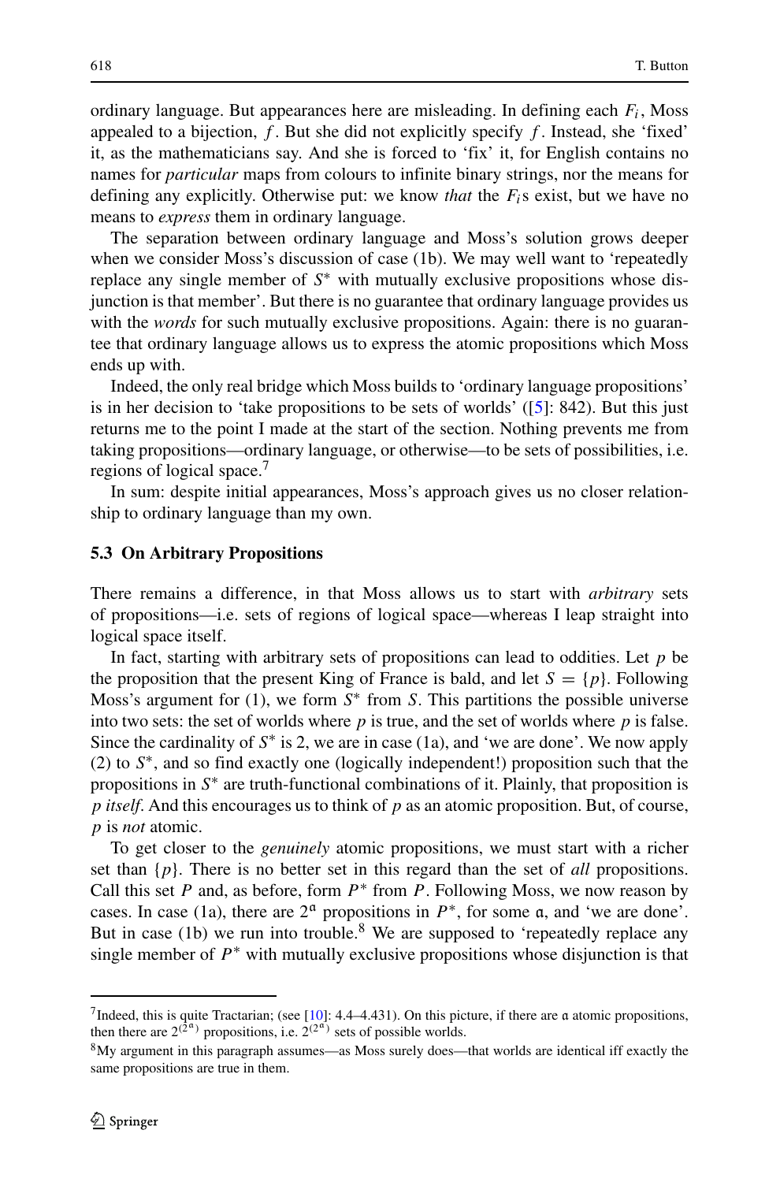ordinary language. But appearances here are misleading. In defining each $F_i$, Moss appealed to a bijection, $f$. But she did not explicitly specify $f$. Instead, she 'fixed' it, as the mathematicians say. And she is forced to 'fix' it, for English contains no names for *particular* maps from colours to infinite binary strings, nor the means for defining any explicitly. Otherwise put: we know *that* the $F_i$s exist, but we have no means to *express* them in ordinary language.

The separation between ordinary language and Moss's solution grows deeper when we consider Moss's discussion of case (1b). We may well want to 'repeatedly replace any single member of $S^*$ with mutually exclusive propositions whose disjunction is that member'. But there is no guarantee that ordinary language provides us with the *words* for such mutually exclusive propositions. Again: there is no guarantee that ordinary language allows us to express the atomic propositions which Moss ends up with.

Indeed, the only real bridge which Moss builds to 'ordinary language propositions' is in her decision to 'take propositions to be sets of worlds' ([5]: 842). But this just returns me to the point I made at the start of the section. Nothing prevents me from taking propositions—ordinary language, or otherwise—to be sets of possibilities, i.e. regions of logical space.[7]

In sum: despite initial appearances, Moss's approach gives us no closer relationship to ordinary language than my own.

### 5.3 On Arbitrary Propositions

There remains a difference, in that Moss allows us to start with *arbitrary* sets of propositions—i.e. sets of regions of logical space—whereas I leap straight into logical space itself.

In fact, starting with arbitrary sets of propositions can lead to oddities. Let $p$ be the proposition that the present King of France is bald, and let $S = \{p\}$. Following Moss's argument for (1), we form $S^*$ from $S$. This partitions the possible universe into two sets: the set of worlds where $p$ is true, and the set of worlds where $p$ is false. Since the cardinality of $S^*$ is 2, we are in case (1a), and 'we are done'. We now apply (2) to $S^*$, and so find exactly one (logically independent!) proposition such that the propositions in $S^*$ are truth-functional combinations of it. Plainly, that proposition is *p itself*. And this encourages us to think of $p$ as an atomic proposition. But, of course, $p$ is *not* atomic.

To get closer to the *genuinely* atomic propositions, we must start with a richer set than $\{p\}$. There is no better set in this regard than the set of *all* propositions. Call this set $P$ and, as before, form $P^*$ from $P$. Following Moss, we now reason by cases. In case (1a), there are $2^{\mathfrak{a}}$ propositions in $P^*$, for some $\mathfrak{a}$, and 'we are done'. But in case (1b) we run into trouble.[8] We are supposed to 'repeatedly replace any single member of $P^*$ with mutually exclusive propositions whose disjunction is that

---

[7] Indeed, this is quite Tractarian; (see [10]: 4.4–4.431). On this picture, if there are $\mathfrak{a}$ atomic propositions, then there are $2^{(2^{\mathfrak{a}})}$ propositions, i.e. $2^{(2^{\mathfrak{a}})}$ sets of possible worlds.

[8] My argument in this paragraph assumes—as Moss surely does—that worlds are identical iff exactly the same propositions are true in them.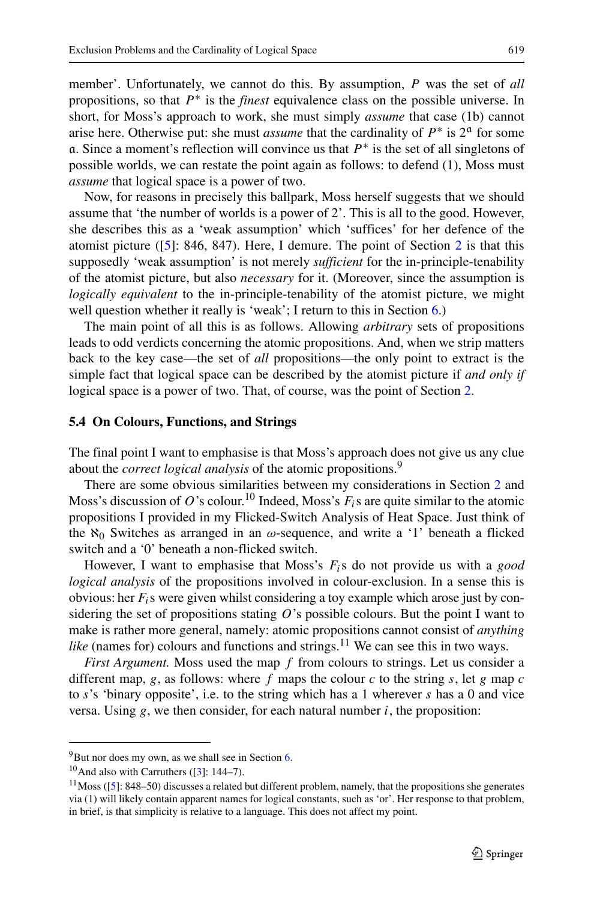member'. Unfortunately, we cannot do this. By assumption, $P$ was the set of *all* propositions, so that $P^*$ is the *finest* equivalence class on the possible universe. In short, for Moss's approach to work, she must simply *assume* that case (1b) cannot arise here. Otherwise put: she must *assume* that the cardinality of $P^*$ is $2^{\mathfrak{a}}$ for some $\mathfrak{a}$. Since a moment's reflection will convince us that $P^*$ is the set of all singletons of possible worlds, we can restate the point again as follows: to defend (1), Moss must *assume* that logical space is a power of two.

Now, for reasons in precisely this ballpark, Moss herself suggests that we should assume that 'the number of worlds is a power of 2'. This is all to the good. However, she describes this as a 'weak assumption' which 'suffices' for her defence of the atomist picture ([5]: 846, 847). Here, I demure. The point of Section 2 is that this supposedly 'weak assumption' is not merely *sufficient* for the in-principle-tenability of the atomist picture, but also *necessary* for it. (Moreover, since the assumption is *logically equivalent* to the in-principle-tenability of the atomist picture, we might well question whether it really is 'weak'; I return to this in Section 6.)

The main point of all this is as follows. Allowing *arbitrary* sets of propositions leads to odd verdicts concerning the atomic propositions. And, when we strip matters back to the key case—the set of *all* propositions—the only point to extract is the simple fact that logical space can be described by the atomist picture if *and only if* logical space is a power of two. That, of course, was the point of Section 2.

### 5.4 On Colours, Functions, and Strings

The final point I want to emphasise is that Moss's approach does not give us any clue about the *correct logical analysis* of the atomic propositions.[9]

There are some obvious similarities between my considerations in Section 2 and Moss's discussion of $O$'s colour.[10] Indeed, Moss's $F_i$s are quite similar to the atomic propositions I provided in my Flicked-Switch Analysis of Heat Space. Just think of the $\aleph_0$ Switches as arranged in an $\omega$-sequence, and write a '1' beneath a flicked switch and a '0' beneath a non-flicked switch.

However, I want to emphasise that Moss's $F_i$s do not provide us with a *good logical analysis* of the propositions involved in colour-exclusion. In a sense this is obvious: her $F_i$s were given whilst considering a toy example which arose just by considering the set of propositions stating $O$'s possible colours. But the point I want to make is rather more general, namely: atomic propositions cannot consist of *anything like* (names for) colours and functions and strings.[11] We can see this in two ways.

*First Argument.* Moss used the map $f$ from colours to strings. Let us consider a different map, $g$, as follows: where $f$ maps the colour $c$ to the string $s$, let $g$ map $c$ to $s$'s 'binary opposite', i.e. to the string which has a 1 wherever $s$ has a 0 and vice versa. Using $g$, we then consider, for each natural number $i$, the proposition:

---

[9] But nor does my own, as we shall see in Section 6.

[10] And also with Carruthers ([3]: 144–7).

[11] Moss ([5]: 848–50) discusses a related but different problem, namely, that the propositions she generates via (1) will likely contain apparent names for logical constants, such as 'or'. Her response to that problem, in brief, is that simplicity is relative to a language. This does not affect my point.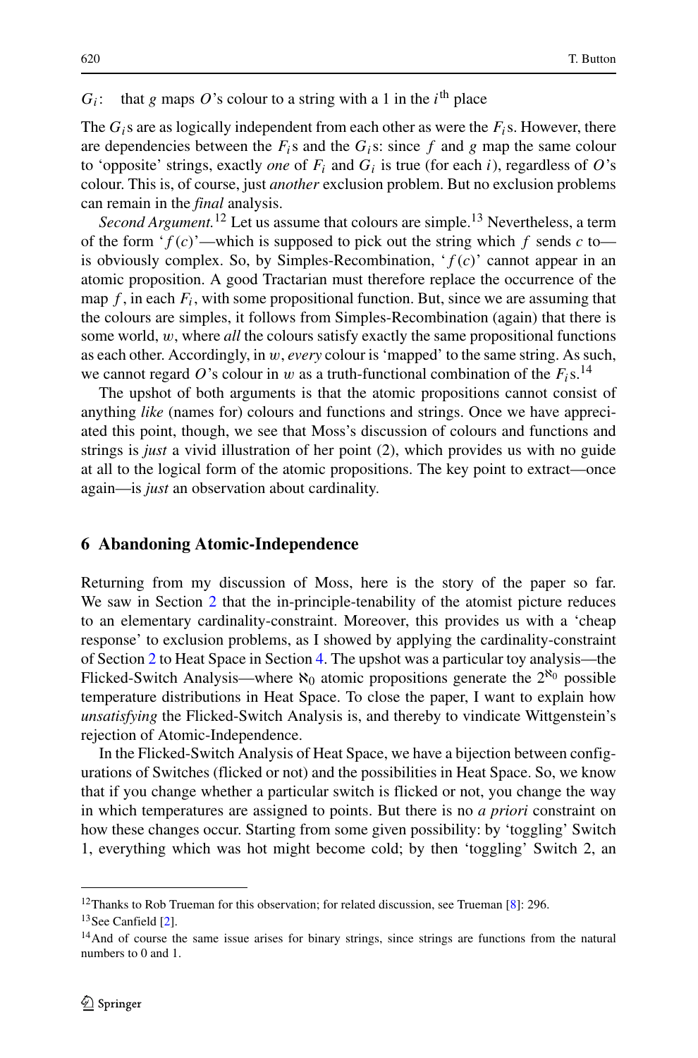$G_i$: that $g$ maps $O$'s colour to a string with a 1 in the $i^{\text{th}}$ place

The $G_i$s are as logically independent from each other as were the $F_i$s. However, there are dependencies between the $F_i$s and the $G_i$s: since $f$ and $g$ map the same colour to 'opposite' strings, exactly *one* of $F_i$ and $G_i$ is true (for each $i$), regardless of $O$'s colour. This is, of course, just *another* exclusion problem. But no exclusion problems can remain in the *final* analysis.

*Second Argument.*[12] Let us assume that colours are simple.[13] Nevertheless, a term of the form '$f(c)$'—which is supposed to pick out the string which $f$ sends $c$ to—is obviously complex. So, by Simples-Recombination, '$f(c)$' cannot appear in an atomic proposition. A good Tractarian must therefore replace the occurrence of the map $f$, in each $F_i$, with some propositional function. But, since we are assuming that the colours are simples, it follows from Simples-Recombination (again) that there is some world, $w$, where *all* the colours satisfy exactly the same propositional functions as each other. Accordingly, in $w$, *every* colour is 'mapped' to the same string. As such, we cannot regard $O$'s colour in $w$ as a truth-functional combination of the $F_i$s.[14]

The upshot of both arguments is that the atomic propositions cannot consist of anything *like* (names for) colours and functions and strings. Once we have appreciated this point, though, we see that Moss's discussion of colours and functions and strings is *just* a vivid illustration of her point (2), which provides us with no guide at all to the logical form of the atomic propositions. The key point to extract—once again—is *just* an observation about cardinality.

## 6 Abandoning Atomic-Independence

Returning from my discussion of Moss, here is the story of the paper so far. We saw in Section 2 that the in-principle-tenability of the atomist picture reduces to an elementary cardinality-constraint. Moreover, this provides us with a 'cheap response' to exclusion problems, as I showed by applying the cardinality-constraint of Section 2 to Heat Space in Section 4. The upshot was a particular toy analysis—the Flicked-Switch Analysis—where $\aleph_0$ atomic propositions generate the $2^{\aleph_0}$ possible temperature distributions in Heat Space. To close the paper, I want to explain how *unsatisfying* the Flicked-Switch Analysis is, and thereby to vindicate Wittgenstein's rejection of Atomic-Independence.

In the Flicked-Switch Analysis of Heat Space, we have a bijection between configurations of Switches (flicked or not) and the possibilities in Heat Space. So, we know that if you change whether a particular switch is flicked or not, you change the way in which temperatures are assigned to points. But there is no *a priori* constraint on how these changes occur. Starting from some given possibility: by 'toggling' Switch 1, everything which was hot might become cold; by then 'toggling' Switch 2, an

[12] Thanks to Rob Trueman for this observation; for related discussion, see Trueman [8]: 296.

[13] See Canfield [2].

[14] And of course the same issue arises for binary strings, since strings are functions from the natural numbers to 0 and 1.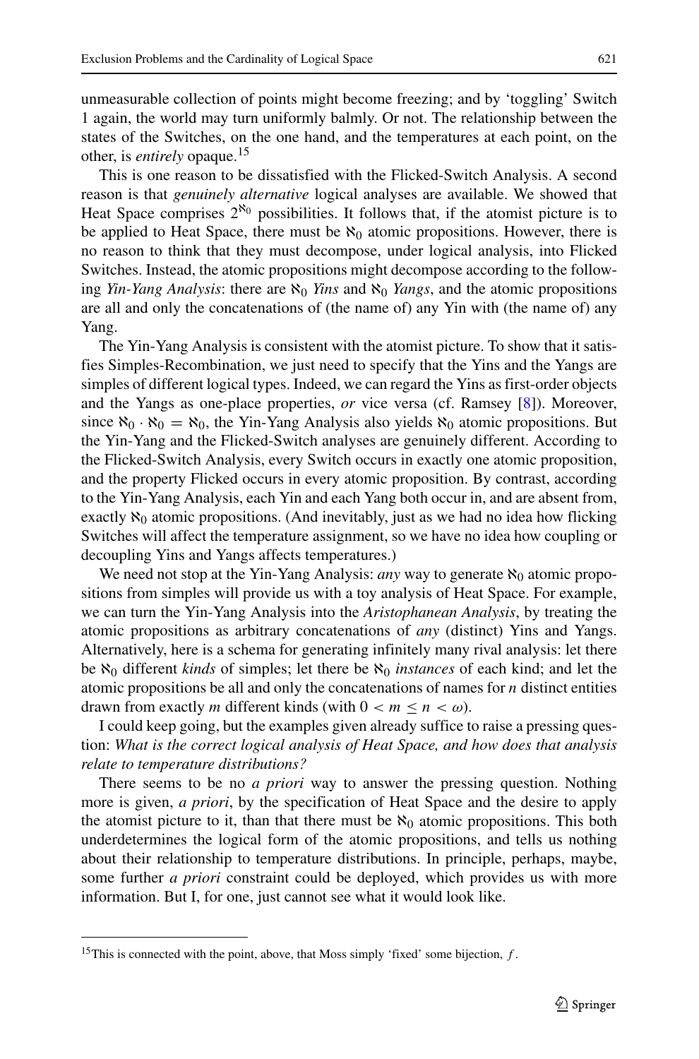unmeasurable collection of points might become freezing; and by 'toggling' Switch 1 again, the world may turn uniformly balmly. Or not. The relationship between the states of the Switches, on the one hand, and the temperatures at each point, on the other, is *entirely* opaque.[15]

This is one reason to be dissatisfied with the Flicked-Switch Analysis. A second reason is that *genuinely alternative* logical analyses are available. We showed that Heat Space comprises $2^{\aleph_0}$ possibilities. It follows that, if the atomist picture is to be applied to Heat Space, there must be $\aleph_0$ atomic propositions. However, there is no reason to think that they must decompose, under logical analysis, into Flicked Switches. Instead, the atomic propositions might decompose according to the following *Yin-Yang Analysis*: there are $\aleph_0$ *Yins* and $\aleph_0$ *Yangs*, and the atomic propositions are all and only the concatenations of (the name of) any Yin with (the name of) any Yang.

The Yin-Yang Analysis is consistent with the atomist picture. To show that it satisfies Simples-Recombination, we just need to specify that the Yins and the Yangs are simples of different logical types. Indeed, we can regard the Yins as first-order objects and the Yangs as one-place properties, *or* vice versa (cf. Ramsey [8]). Moreover, since $\aleph_0 \cdot \aleph_0 = \aleph_0$, the Yin-Yang Analysis also yields $\aleph_0$ atomic propositions. But the Yin-Yang and the Flicked-Switch analyses are genuinely different. According to the Flicked-Switch Analysis, every Switch occurs in exactly one atomic proposition, and the property Flicked occurs in every atomic proposition. By contrast, according to the Yin-Yang Analysis, each Yin and each Yang both occur in, and are absent from, exactly $\aleph_0$ atomic propositions. (And inevitably, just as we had no idea how flicking Switches will affect the temperature assignment, so we have no idea how coupling or decoupling Yins and Yangs affects temperatures.)

We need not stop at the Yin-Yang Analysis: *any* way to generate $\aleph_0$ atomic propositions from simples will provide us with a toy analysis of Heat Space. For example, we can turn the Yin-Yang Analysis into the *Aristophanean Analysis*, by treating the atomic propositions as arbitrary concatenations of *any* (distinct) Yins and Yangs. Alternatively, here is a schema for generating infinitely many rival analysis: let there be $\aleph_0$ different *kinds* of simples; let there be $\aleph_0$ *instances* of each kind; and let the atomic propositions be all and only the concatenations of names for *n* distinct entities drawn from exactly *m* different kinds (with $0 < m \leq n < \omega$).

I could keep going, but the examples given already suffice to raise a pressing question: *What is the correct logical analysis of Heat Space, and how does that analysis relate to temperature distributions?*

There seems to be no *a priori* way to answer the pressing question. Nothing more is given, *a priori*, by the specification of Heat Space and the desire to apply the atomist picture to it, than that there must be $\aleph_0$ atomic propositions. This both underdetermines the logical form of the atomic propositions, and tells us nothing about their relationship to temperature distributions. In principle, perhaps, maybe, some further *a priori* constraint could be deployed, which provides us with more information. But I, for one, just cannot see what it would look like.

[15]This is connected with the point, above, that Moss simply 'fixed' some bijection, $f$.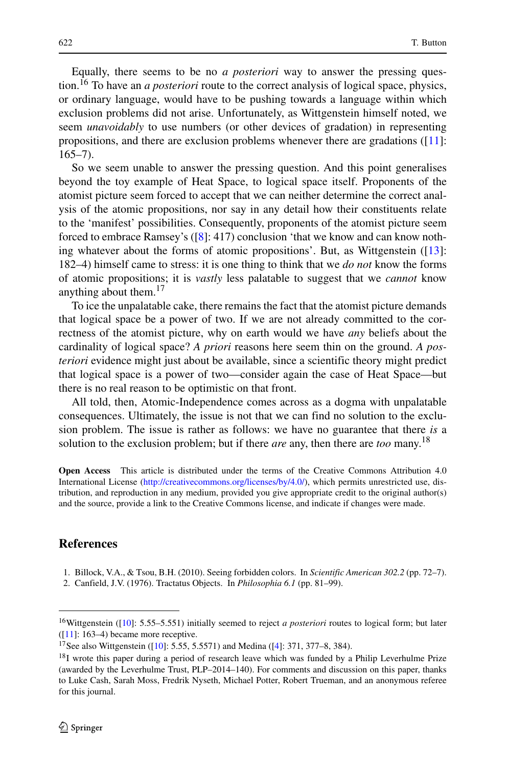Equally, there seems to be no *a posteriori* way to answer the pressing question.[16] To have an *a posteriori* route to the correct analysis of logical space, physics, or ordinary language, would have to be pushing towards a language within which exclusion problems did not arise. Unfortunately, as Wittgenstein himself noted, we seem *unavoidably* to use numbers (or other devices of gradation) in representing propositions, and there are exclusion problems whenever there are gradations ([11]: 165–7).

So we seem unable to answer the pressing question. And this point generalises beyond the toy example of Heat Space, to logical space itself. Proponents of the atomist picture seem forced to accept that we can neither determine the correct analysis of the atomic propositions, nor say in any detail how their constituents relate to the 'manifest' possibilities. Consequently, proponents of the atomist picture seem forced to embrace Ramsey's ([8]: 417) conclusion 'that we know and can know nothing whatever about the forms of atomic propositions'. But, as Wittgenstein ([13]: 182–4) himself came to stress: it is one thing to think that we *do not* know the forms of atomic propositions; it is *vastly* less palatable to suggest that we *cannot* know anything about them.[17]

To ice the unpalatable cake, there remains the fact that the atomist picture demands that logical space be a power of two. If we are not already committed to the correctness of the atomist picture, why on earth would we have *any* beliefs about the cardinality of logical space? *A priori* reasons here seem thin on the ground. *A posteriori* evidence might just about be available, since a scientific theory might predict that logical space is a power of two—consider again the case of Heat Space—but there is no real reason to be optimistic on that front.

All told, then, Atomic-Independence comes across as a dogma with unpalatable consequences. Ultimately, the issue is not that we can find no solution to the exclusion problem. The issue is rather as follows: we have no guarantee that there *is* a solution to the exclusion problem; but if there *are* any, then there are *too* many.[18]

**Open Access** This article is distributed under the terms of the Creative Commons Attribution 4.0 International License (http://creativecommons.org/licenses/by/4.0/), which permits unrestricted use, distribution, and reproduction in any medium, provided you give appropriate credit to the original author(s) and the source, provide a link to the Creative Commons license, and indicate if changes were made.

## References

1. Billock, V.A., & Tsou, B.H. (2010). Seeing forbidden colors. In *Scientific American 302.2* (pp. 72–7).
2. Canfield, J.V. (1976). Tractatus Objects. In *Philosophia 6.1* (pp. 81–99).

---

[16] Wittgenstein ([10]: 5.55–5.551) initially seemed to reject *a posteriori* routes to logical form; but later ([11]: 163–4) became more receptive.

[17] See also Wittgenstein ([10]: 5.55, 5.5571) and Medina ([4]: 371, 377–8, 384).

[18] I wrote this paper during a period of research leave which was funded by a Philip Leverhulme Prize (awarded by the Leverhulme Trust, PLP–2014–140). For comments and discussion on this paper, thanks to Luke Cash, Sarah Moss, Fredrik Nyseth, Michael Potter, Robert Trueman, and an anonymous referee for this journal.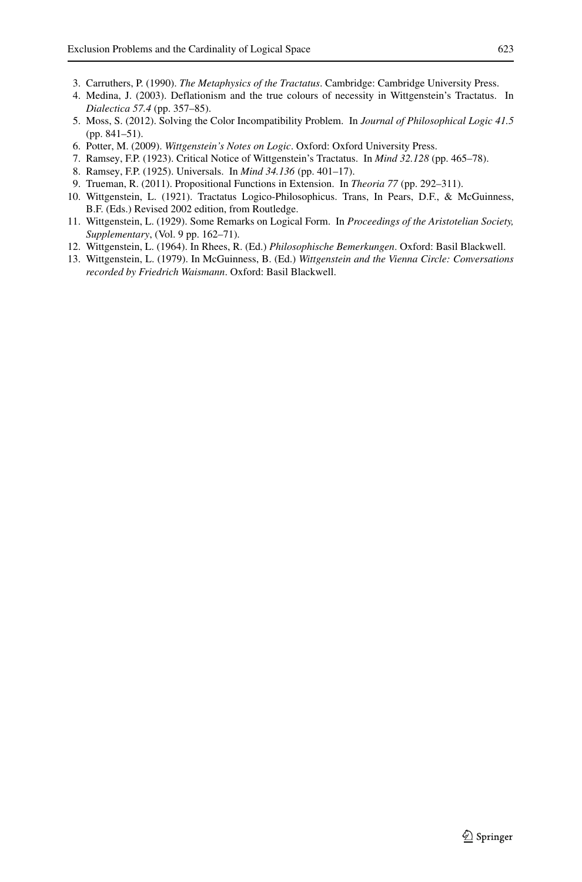3. Carruthers, P. (1990). *The Metaphysics of the Tractatus*. Cambridge: Cambridge University Press.
4. Medina, J. (2003). Deflationism and the true colours of necessity in Wittgenstein's Tractatus. In *Dialectica 57.4* (pp. 357–85).
5. Moss, S. (2012). Solving the Color Incompatibility Problem. In *Journal of Philosophical Logic 41.5* (pp. 841–51).
6. Potter, M. (2009). *Wittgenstein's Notes on Logic*. Oxford: Oxford University Press.
7. Ramsey, F.P. (1923). Critical Notice of Wittgenstein's Tractatus. In *Mind 32.128* (pp. 465–78).
8. Ramsey, F.P. (1925). Universals. In *Mind 34.136* (pp. 401–17).
9. Trueman, R. (2011). Propositional Functions in Extension. In *Theoria 77* (pp. 292–311).
10. Wittgenstein, L. (1921). Tractatus Logico-Philosophicus. Trans, In Pears, D.F., & McGuinness, B.F. (Eds.) Revised 2002 edition, from Routledge.
11. Wittgenstein, L. (1929). Some Remarks on Logical Form. In *Proceedings of the Aristotelian Society, Supplementary*, (Vol. 9 pp. 162–71).
12. Wittgenstein, L. (1964). In Rhees, R. (Ed.) *Philosophische Bemerkungen*. Oxford: Basil Blackwell.
13. Wittgenstein, L. (1979). In McGuinness, B. (Ed.) *Wittgenstein and the Vienna Circle: Conversations recorded by Friedrich Waismann*. Oxford: Basil Blackwell.